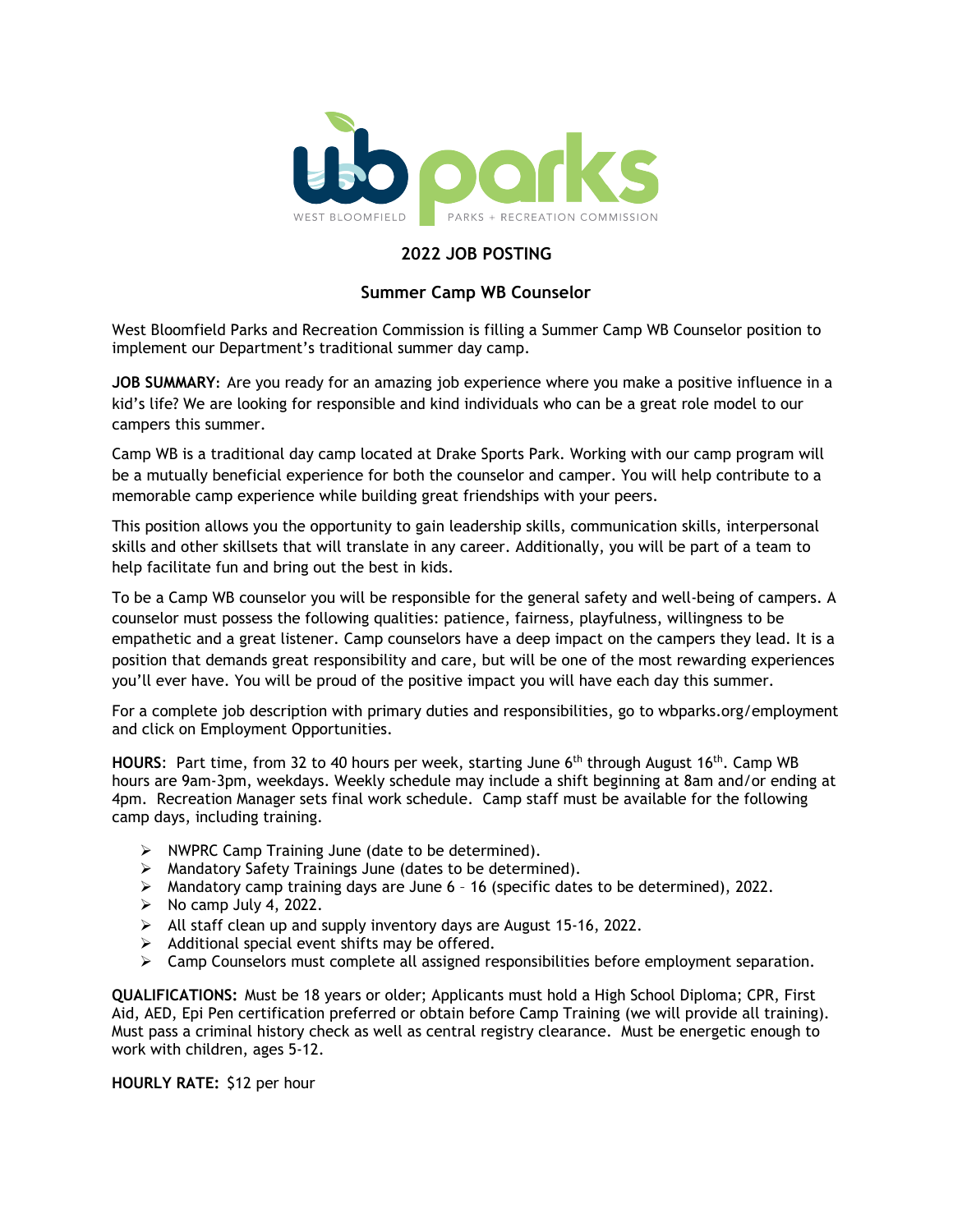WEST BLOOMFIELD PARKS + RECREATION COMMISSION

## 2022 JOB POSTING

### Summer Camp WB Counselor

West Bloomfield Parks and Recreation Commission is filling a Summer Camp WB Counselor position to implement our Department's traditional summer day camp.

**JOB SUMMARY**: Are you ready for an amazing job experience where you make a positive influence in a kid's life? We are looking for responsible and kind individuals who can be a great role model to our campers this summer.

Camp WB is a traditional day camp located at Drake Sports Park. Working with our camp program will be a mutually beneficial experience for both the counselor and camper. You will help contribute to a memorable camp experience while building great friendships with your peers.

This position allows you the opportunity to gain leadership skills, communication skills, interpersonal skills and other skillsets that will translate in any career. Additionally, you will be part of a team to help facilitate fun and bring out the best in kids.

To be a Camp WB counselor you will be responsible for the general safety and well-being of campers. A counselor must possess the following qualities: patience, fairness, playfulness, willingness to be empathetic and a great listener. Camp counselors have a deep impact on the campers they lead. It is a position that demands great responsibility and care, but will be one of the most rewarding experiences you'll ever have. You will be proud of the positive impact you will have each day this summer.

For a complete job description with primary duties and responsibilities, go to wbparks.org/employment and click on Employment Opportunities.

**HOURS**: Part time, from 32 to 40 hours per week, starting June 6th through August 16th. Camp WB hours are 9am-3pm, weekdays. Weekly schedule may include a shift beginning at 8am and/or ending at 4pm. Recreation Manager sets final work schedule. Camp staff must be available for the following camp days, including training.

- NWPRC Camp Training June (date to be determined).
- Mandatory Safety Trainings June (dates to be determined).
- Mandatory camp training days are June 6 – 16 (specific dates to be determined), 2022.
- No camp July 4, 2022.
- All staff clean up and supply inventory days are August 15-16, 2022.
- Additional special event shifts may be offered.
- Camp Counselors must complete all assigned responsibilities before employment separation.

**QUALIFICATIONS:** Must be 18 years or older; Applicants must hold a High School Diploma; CPR, First Aid, AED, Epi Pen certification preferred or obtain before Camp Training (we will provide all training). Must pass a criminal history check as well as central registry clearance. Must be energetic enough to work with children, ages 5-12.

**HOURLY RATE:** $12 per hour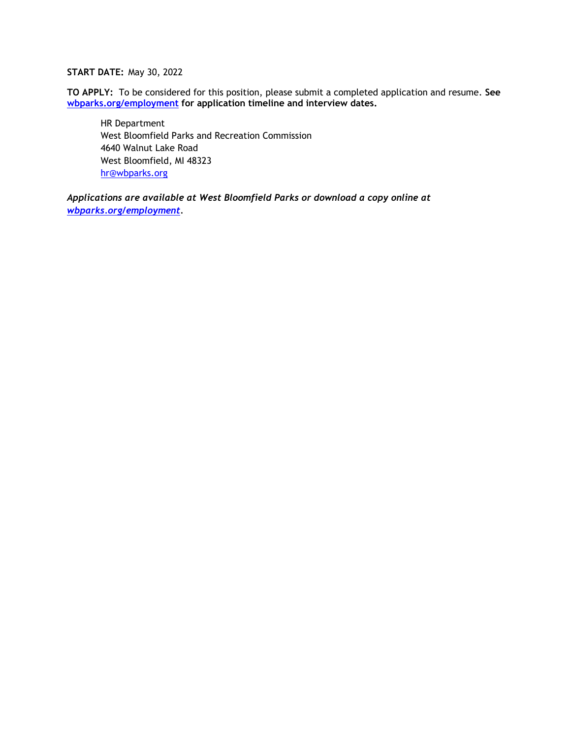**START DATE:** May 30, 2022

**TO APPLY:** To be considered for this position, please submit a completed application and resume. **See [wbparks.org/employment](wbparks.org/employment) for application timeline and interview dates.**

HR Department
West Bloomfield Parks and Recreation Commission
4640 Walnut Lake Road
West Bloomfield, MI 48323
[hr@wbparks.org](mailto:hr@wbparks.org)

***Applications are available at West Bloomfield Parks or download a copy online at [wbparks.org/employment](wbparks.org/employment).***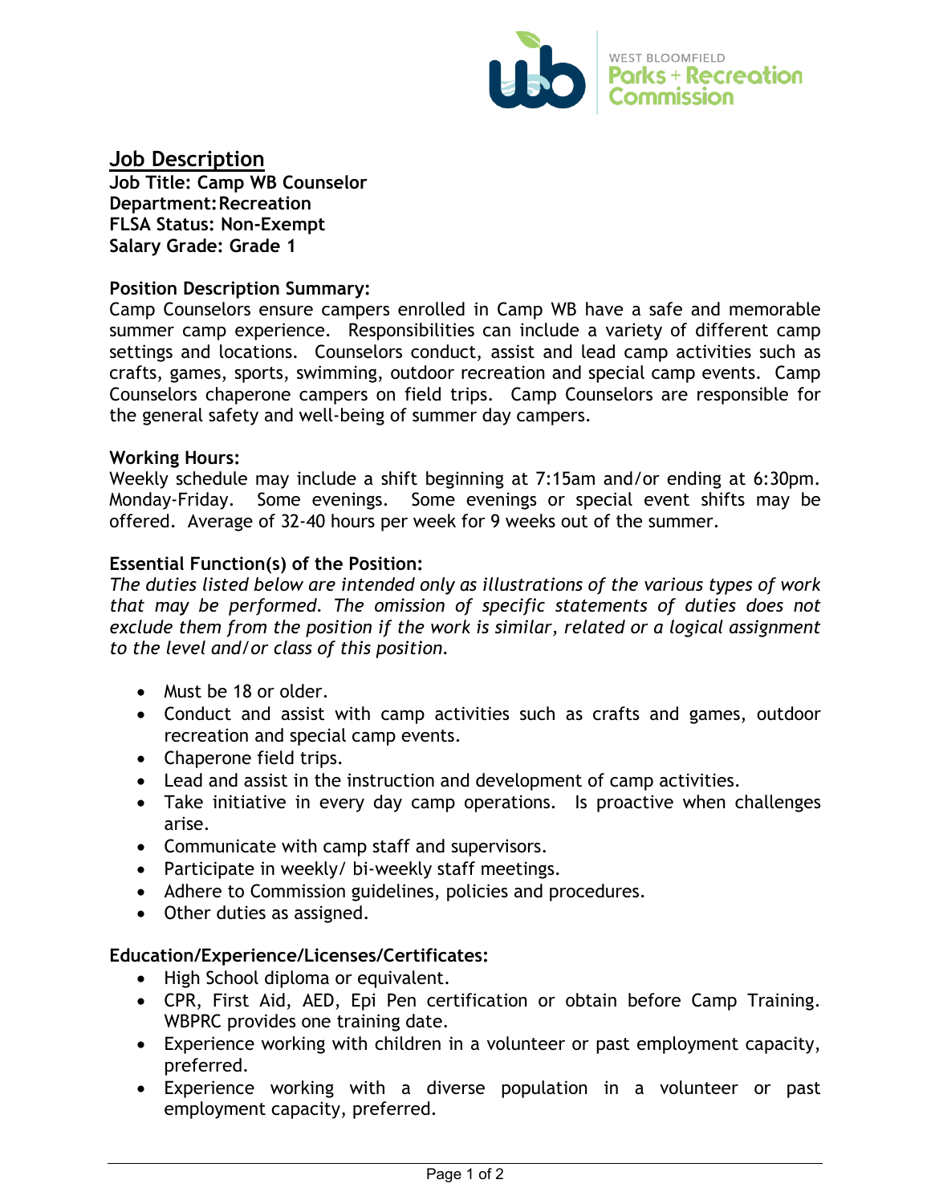WEST BLOOMFIELD
**Parks + Recreation Commission**

## Job Description

**Job Title: Camp WB Counselor**
**Department: Recreation**
**FLSA Status: Non-Exempt**
**Salary Grade: Grade 1**

### Position Description Summary:

Camp Counselors ensure campers enrolled in Camp WB have a safe and memorable summer camp experience. Responsibilities can include a variety of different camp settings and locations. Counselors conduct, assist and lead camp activities such as crafts, games, sports, swimming, outdoor recreation and special camp events. Camp Counselors chaperone campers on field trips. Camp Counselors are responsible for the general safety and well-being of summer day campers.

### Working Hours:

Weekly schedule may include a shift beginning at 7:15am and/or ending at 6:30pm. Monday-Friday. Some evenings. Some evenings or special event shifts may be offered. Average of 32-40 hours per week for 9 weeks out of the summer.

### Essential Function(s) of the Position:

*The duties listed below are intended only as illustrations of the various types of work that may be performed. The omission of specific statements of duties does not exclude them from the position if the work is similar, related or a logical assignment to the level and/or class of this position.*

- Must be 18 or older.
- Conduct and assist with camp activities such as crafts and games, outdoor recreation and special camp events.
- Chaperone field trips.
- Lead and assist in the instruction and development of camp activities.
- Take initiative in every day camp operations. Is proactive when challenges arise.
- Communicate with camp staff and supervisors.
- Participate in weekly/ bi-weekly staff meetings.
- Adhere to Commission guidelines, policies and procedures.
- Other duties as assigned.

### Education/Experience/Licenses/Certificates:

- High School diploma or equivalent.
- CPR, First Aid, AED, Epi Pen certification or obtain before Camp Training. WBPRC provides one training date.
- Experience working with children in a volunteer or past employment capacity, preferred.
- Experience working with a diverse population in a volunteer or past employment capacity, preferred.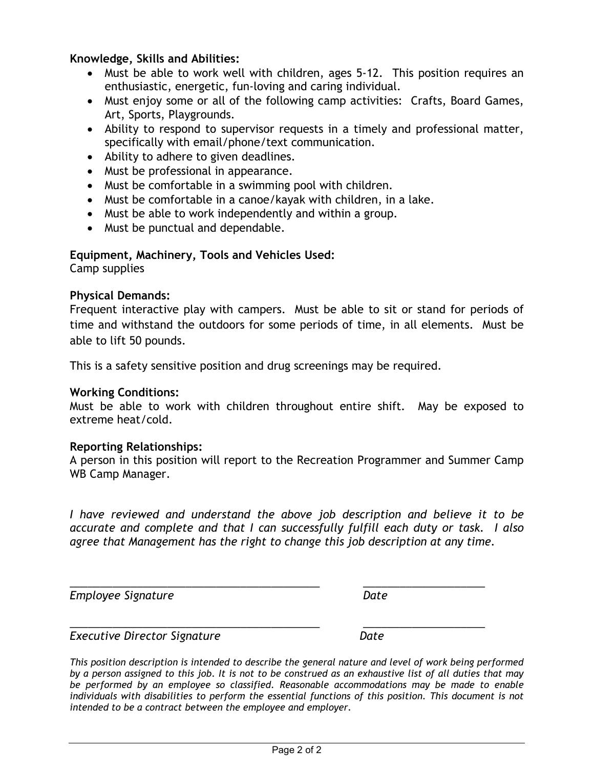**Knowledge, Skills and Abilities:**

- Must be able to work well with children, ages 5-12. This position requires an enthusiastic, energetic, fun-loving and caring individual.
- Must enjoy some or all of the following camp activities: Crafts, Board Games, Art, Sports, Playgrounds.
- Ability to respond to supervisor requests in a timely and professional matter, specifically with email/phone/text communication.
- Ability to adhere to given deadlines.
- Must be professional in appearance.
- Must be comfortable in a swimming pool with children.
- Must be comfortable in a canoe/kayak with children, in a lake.
- Must be able to work independently and within a group.
- Must be punctual and dependable.

**Equipment, Machinery, Tools and Vehicles Used:**
Camp supplies

**Physical Demands:**
Frequent interactive play with campers. Must be able to sit or stand for periods of time and withstand the outdoors for some periods of time, in all elements. Must be able to lift 50 pounds.

This is a safety sensitive position and drug screenings may be required.

**Working Conditions:**
Must be able to work with children throughout entire shift. May be exposed to extreme heat/cold.

**Reporting Relationships:**
A person in this position will report to the Recreation Programmer and Summer Camp WB Camp Manager.

*I have reviewed and understand the above job description and believe it to be accurate and complete and that I can successfully fulfill each duty or task. I also agree that Management has the right to change this job description at any time.*

_____________________________________________ ______________________

*Employee Signature* *Date*

_____________________________________________ ______________________

*Executive Director Signature* *Date*

*This position description is intended to describe the general nature and level of work being performed by a person assigned to this job. It is not to be construed as an exhaustive list of all duties that may be performed by an employee so classified. Reasonable accommodations may be made to enable individuals with disabilities to perform the essential functions of this position. This document is not intended to be a contract between the employee and employer.*